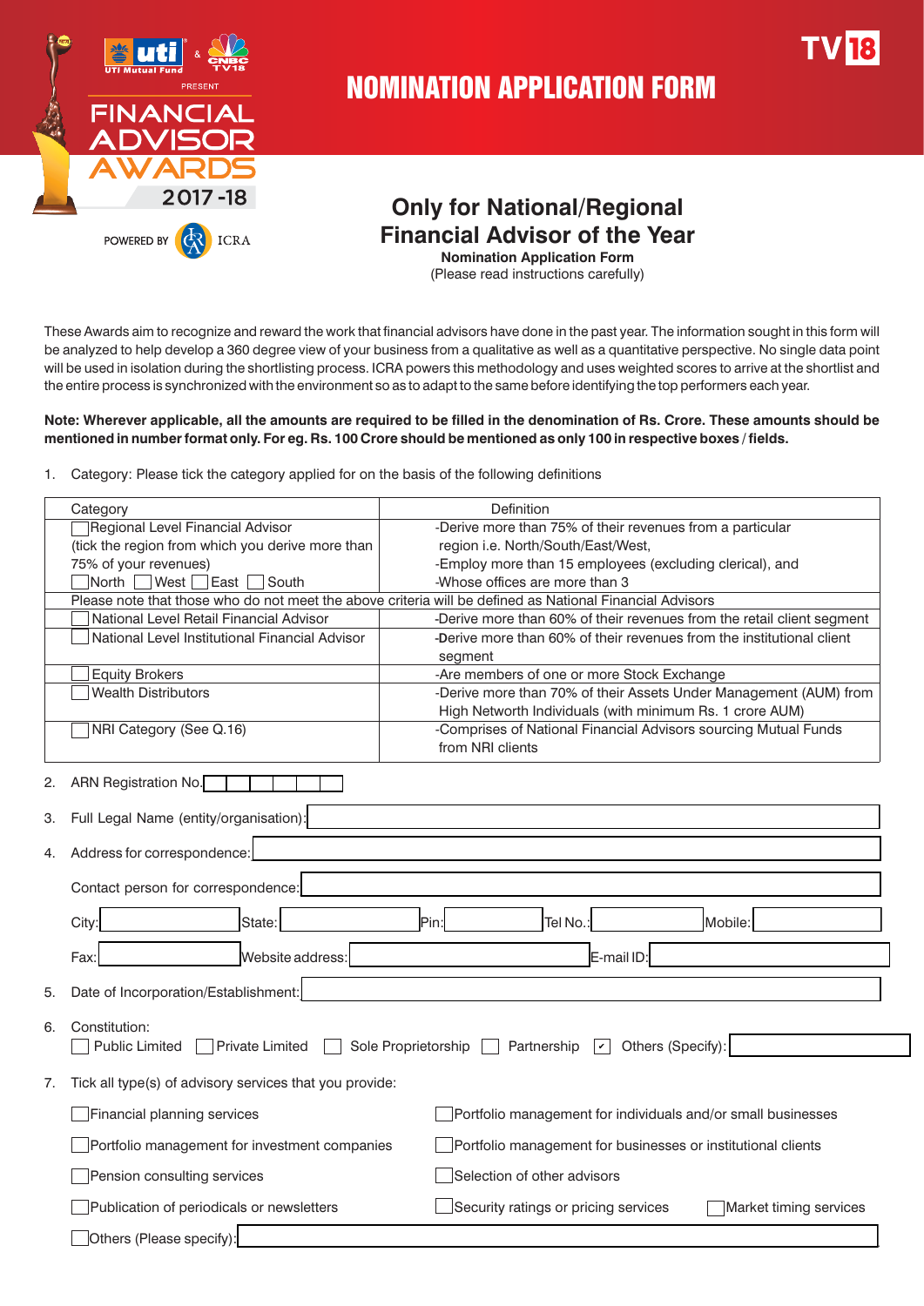UTI Mutual Fund & CNBC TV18 PRESENT

FINANCIAL ADVISOR AWARDS 2017-18

POWERED BY ICRA

# NOMINATION APPLICATION FORM

## Only for National/Regional Financial Advisor of the Year

**Nomination Application Form**

(Please read instructions carefully)

These Awards aim to recognize and reward the work that financial advisors have done in the past year. The information sought in this form will be analyzed to help develop a 360 degree view of your business from a qualitative as well as a quantitative perspective. No single data point will be used in isolation during the shortlisting process. ICRA powers this methodology and uses weighted scores to arrive at the shortlist and the entire process is synchronized with the environment so as to adapt to the same before identifying the top performers each year.

**Note: Wherever applicable, all the amounts are required to be filled in the denomination of Rs. Crore. These amounts should be mentioned in number format only. For eg. Rs. 100 Crore should be mentioned as only 100 in respective boxes / fields.**

1. Category: Please tick the category applied for on the basis of the following definitions

| Category | Definition |
|---|---|
| ☐ Regional Level Financial Advisor (tick the region from which you derive more than 75% of your revenues) ☐ North ☐ West ☐ East ☐ South | -Derive more than 75% of their revenues from a particular region i.e. North/South/East/West, -Employ more than 15 employees (excluding clerical), and -Whose offices are more than 3 |
| Please note that those who do not meet the above criteria will be defined as National Financial Advisors | |
| ☐ National Level Retail Financial Advisor | -Derive more than 60% of their revenues from the retail client segment |
| ☐ National Level Institutional Financial Advisor | -Derive more than 60% of their revenues from the institutional client segment |
| ☐ Equity Brokers | -Are members of one or more Stock Exchange |
| ☐ Wealth Distributors | -Derive more than 70% of their Assets Under Management (AUM) from High Networth Individuals (with minimum Rs. 1 crore AUM) |
| ☐ NRI Category (See Q.16) | -Comprises of National Financial Advisors sourcing Mutual Funds from NRI clients |

2. ARN Registration No. ______

3. Full Legal Name (entity/organisation): ______

4. Address for correspondence: ______

   Contact person for correspondence: ______

   City: ______ State: ______ Pin: ______ Tel No.: ______ Mobile: ______

   Fax: ______ Website address: ______ E-mail ID: ______

5. Date of Incorporation/Establishment: ______

6. Constitution:
   ☐ Public Limited ☐ Private Limited ☐ Sole Proprietorship ☐ Partnership ☑ Others (Specify): ______

7. Tick all type(s) of advisory services that you provide:

   ☐ Financial planning services
   ☐ Portfolio management for individuals and/or small businesses
   ☐ Portfolio management for investment companies
   ☐ Portfolio management for businesses or institutional clients
   ☐ Pension consulting services
   ☐ Selection of other advisors
   ☐ Publication of periodicals or newsletters
   ☐ Security ratings or pricing services
   ☐ Market timing services
   ☐ Others (Please specify): ______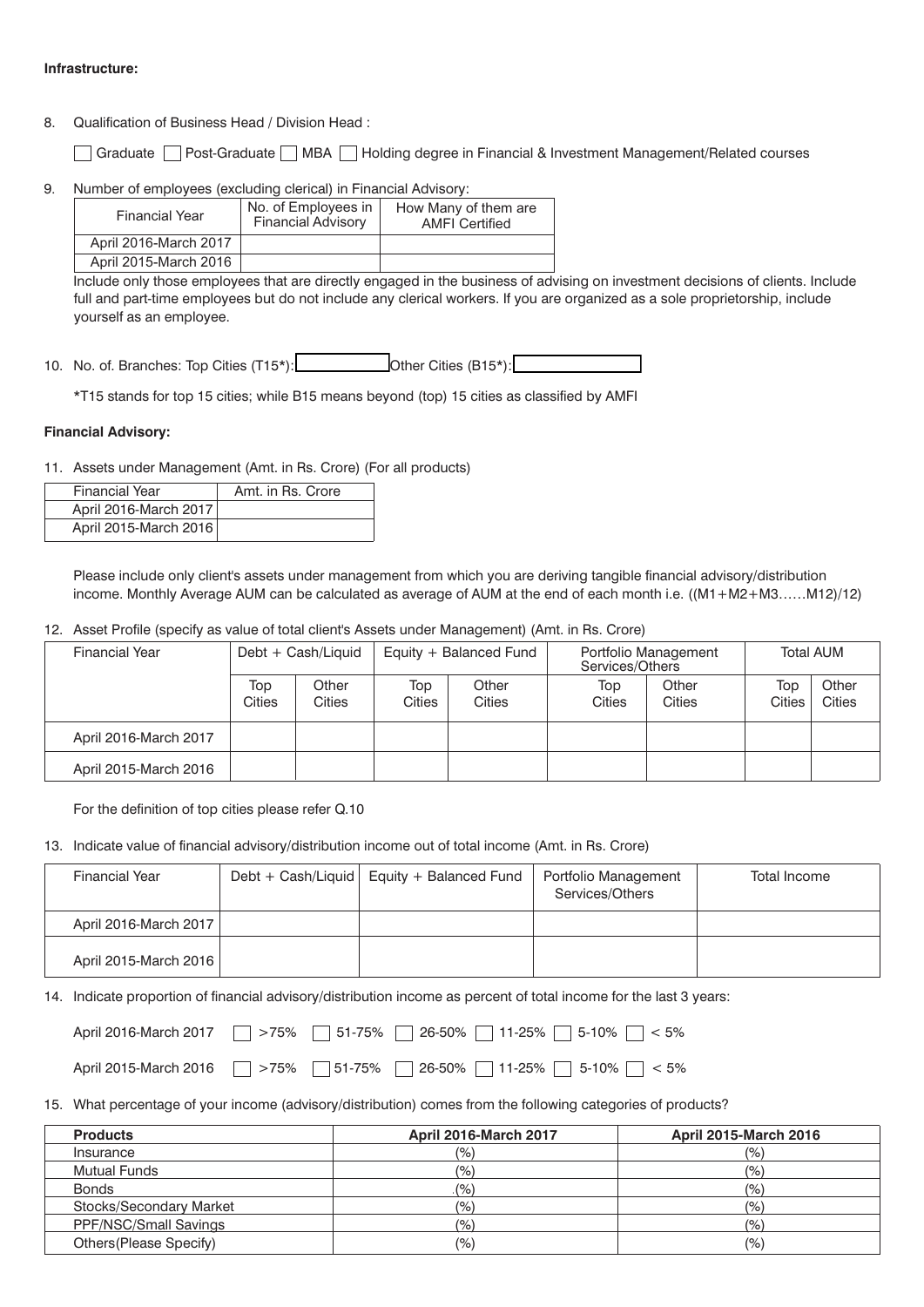**Infrastructure:**

8. Qualification of Business Head / Division Head :

☐ Graduate ☐ Post-Graduate ☐ MBA ☐ Holding degree in Financial & Investment Management/Related courses

9. Number of employees (excluding clerical) in Financial Advisory:

| Financial Year | No. of Employees in Financial Advisory | How Many of them are AMFI Certified |
|---|---|---|
| April 2016-March 2017 | | |
| April 2015-March 2016 | | |

Include only those employees that are directly engaged in the business of advising on investment decisions of clients. Include full and part-time employees but do not include any clerical workers. If you are organized as a sole proprietorship, include yourself as an employee.

10. No. of. Branches: Top Cities (T15*): ________ Other Cities (B15*): ________

*T15 stands for top 15 cities; while B15 means beyond (top) 15 cities as classified by AMFI

**Financial Advisory:**

11. Assets under Management (Amt. in Rs. Crore) (For all products)

| Financial Year | Amt. in Rs. Crore |
|---|---|
| April 2016-March 2017 | |
| April 2015-March 2016 | |

Please include only client's assets under management from which you are deriving tangible financial advisory/distribution income. Monthly Average AUM can be calculated as average of AUM at the end of each month i.e. ((M1+M2+M3……M12)/12)

12. Asset Profile (specify as value of total client's Assets under Management) (Amt. in Rs. Crore)

| Financial Year | Debt + Cash/Liquid | | Equity + Balanced Fund | | Portfolio Management Services/Others | | Total AUM | |
|---|---|---|---|---|---|---|---|---|
| | Top Cities | Other Cities | Top Cities | Other Cities | Top Cities | Other Cities | Top Cities | Other Cities |
| April 2016-March 2017 | | | | | | | | |
| April 2015-March 2016 | | | | | | | | |

For the definition of top cities please refer Q.10

13. Indicate value of financial advisory/distribution income out of total income (Amt. in Rs. Crore)

| Financial Year | Debt + Cash/Liquid | Equity + Balanced Fund | Portfolio Management Services/Others | Total Income |
|---|---|---|---|---|
| April 2016-March 2017 | | | | |
| April 2015-March 2016 | | | | |

14. Indicate proportion of financial advisory/distribution income as percent of total income for the last 3 years:

April 2016-March 2017 ☐ >75% ☐ 51-75% ☐ 26-50% ☐ 11-25% ☐ 5-10% ☐ < 5%

April 2015-March 2016 ☐ >75% ☐ 51-75% ☐ 26-50% ☐ 11-25% ☐ 5-10% ☐ < 5%

15. What percentage of your income (advisory/distribution) comes from the following categories of products?

| Products | April 2016-March 2017 | April 2015-March 2016 |
|---|---|---|
| Insurance | (%) | (%) |
| Mutual Funds | (%) | (%) |
| Bonds | .(%) | (%) |
| Stocks/Secondary Market | (%) | (%) |
| PPF/NSC/Small Savings | (%) | (%) |
| Others(Please Specify) | (%) | (%) |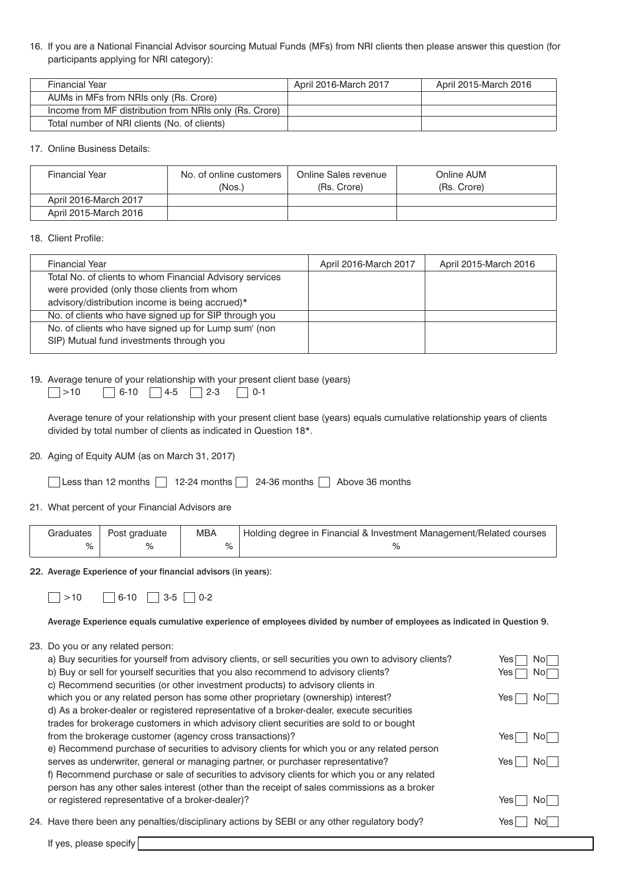16. If you are a National Financial Advisor sourcing Mutual Funds (MFs) from NRI clients then please answer this question (for participants applying for NRI category):

| Financial Year | April 2016-March 2017 | April 2015-March 2016 |
|---|---|---|
| AUMs in MFs from NRIs only (Rs. Crore) | | |
| Income from MF distribution from NRIs only (Rs. Crore) | | |
| Total number of NRI clients (No. of clients) | | |

17. Online Business Details:

| Financial Year | No. of online customers (Nos.) | Online Sales revenue (Rs. Crore) | Online AUM (Rs. Crore) |
|---|---|---|---|
| April 2016-March 2017 | | | |
| April 2015-March 2016 | | | |

18. Client Profile:

| Financial Year | April 2016-March 2017 | April 2015-March 2016 |
|---|---|---|
| Total No. of clients to whom Financial Advisory services were provided (only those clients from whom advisory/distribution income is being accrued)* | | |
| No. of clients who have signed up for SIP through you | | |
| No. of clients who have signed up for Lump sum' (non SIP) Mutual fund investments through you | | |

19. Average tenure of your relationship with your present client base (years)

☐ >10 ☐ 6-10 ☐ 4-5 ☐ 2-3 ☐ 0-1

Average tenure of your relationship with your present client base (years) equals cumulative relationship years of clients divided by total number of clients as indicated in Question 18*.

20. Aging of Equity AUM (as on March 31, 2017)

☐ Less than 12 months ☐ 12-24 months ☐ 24-36 months ☐ Above 36 months

21. What percent of your Financial Advisors are

| Graduates | Post graduate | MBA | Holding degree in Financial & Investment Management/Related courses |
|---|---|---|---|
| % | % | % | % |

**22. Average Experience of your financial advisors (in years):**

☐ >10 ☐ 6-10 ☐ 3-5 ☐ 0-2

**Average Experience equals cumulative experience of employees divided by number of employees as indicated in Question 9.**

23. Do you or any related person:

a) Buy securities for yourself from advisory clients, or sell securities you own to advisory clients? Yes ☐ No ☐

b) Buy or sell for yourself securities that you also recommend to advisory clients? Yes ☐ No ☐

c) Recommend securities (or other investment products) to advisory clients in which you or any related person has some other proprietary (ownership) interest? Yes ☐ No ☐

d) As a broker-dealer or registered representative of a broker-dealer, execute securities trades for brokerage customers in which advisory client securities are sold to or bought from the brokerage customer (agency cross transactions)? Yes ☐ No ☐

e) Recommend purchase of securities to advisory clients for which you or any related person serves as underwriter, general or managing partner, or purchaser representative? Yes ☐ No ☐

f) Recommend purchase or sale of securities to advisory clients for which you or any related person has any other sales interest (other than the receipt of sales commissions as a broker or registered representative of a broker-dealer)? Yes ☐ No ☐

24. Have there been any penalties/disciplinary actions by SEBI or any other regulatory body? Yes ☐ No ☐

If yes, please specify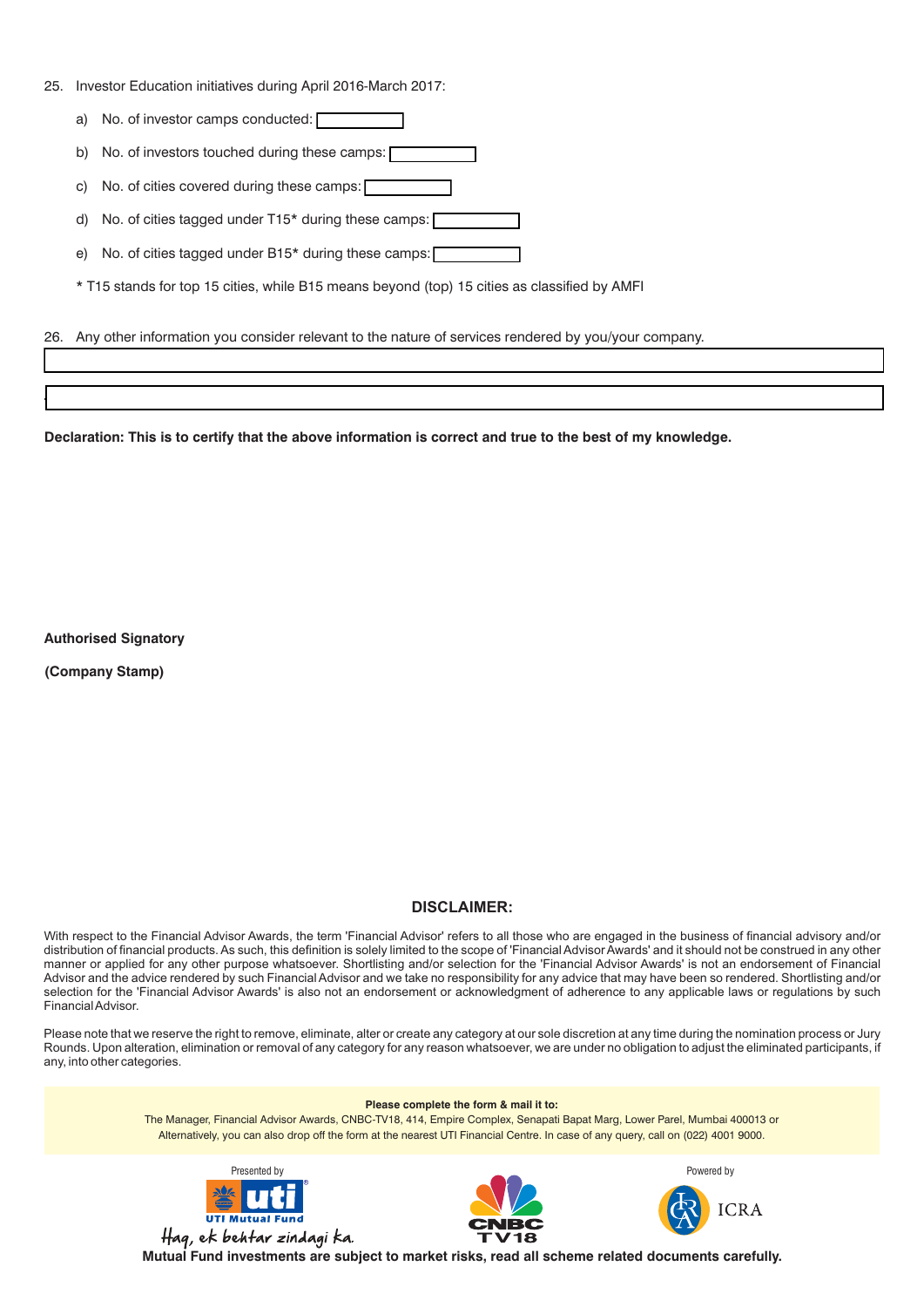25. Investor Education initiatives during April 2016-March 2017:

   a) No. of investor camps conducted: ____________

   b) No. of investors touched during these camps: ____________

   c) No. of cities covered during these camps: ____________

   d) No. of cities tagged under T15* during these camps: ____________

   e) No. of cities tagged under B15* during these camps: ____________

   * T15 stands for top 15 cities, while B15 means beyond (top) 15 cities as classified by AMFI

26. Any other information you consider relevant to the nature of services rendered by you/your company.

____________________________________________________________

____________________________________________________________

**Declaration: This is to certify that the above information is correct and true to the best of my knowledge.**

**Authorised Signatory**

**(Company Stamp)**

## DISCLAIMER:

With respect to the Financial Advisor Awards, the term 'Financial Advisor' refers to all those who are engaged in the business of financial advisory and/or distribution of financial products. As such, this definition is solely limited to the scope of 'Financial Advisor Awards' and it should not be construed in any other manner or applied for any other purpose whatsoever. Shortlisting and/or selection for the 'Financial Advisor Awards' is not an endorsement of Financial Advisor and the advice rendered by such Financial Advisor and we take no responsibility for any advice that may have been so rendered. Shortlisting and/or selection for the 'Financial Advisor Awards' is also not an endorsement or acknowledgment of adherence to any applicable laws or regulations by such Financial Advisor.

Please note that we reserve the right to remove, eliminate, alter or create any category at our sole discretion at any time during the nomination process or Jury Rounds. Upon alteration, elimination or removal of any category for any reason whatsoever, we are under no obligation to adjust the eliminated participants, if any, into other categories.

**Please complete the form & mail it to:**

The Manager, Financial Advisor Awards, CNBC-TV18, 414, Empire Complex, Senapati Bapat Marg, Lower Parel, Mumbai 400013 or Alternatively, you can also drop off the form at the nearest UTI Financial Centre. In case of any query, call on (022) 4001 9000.

Presented by UTI Mutual Fund — Haq, ek behtar zindagi ka. | CNBC TV18 | Powered by ICRA

**Mutual Fund investments are subject to market risks, read all scheme related documents carefully.**